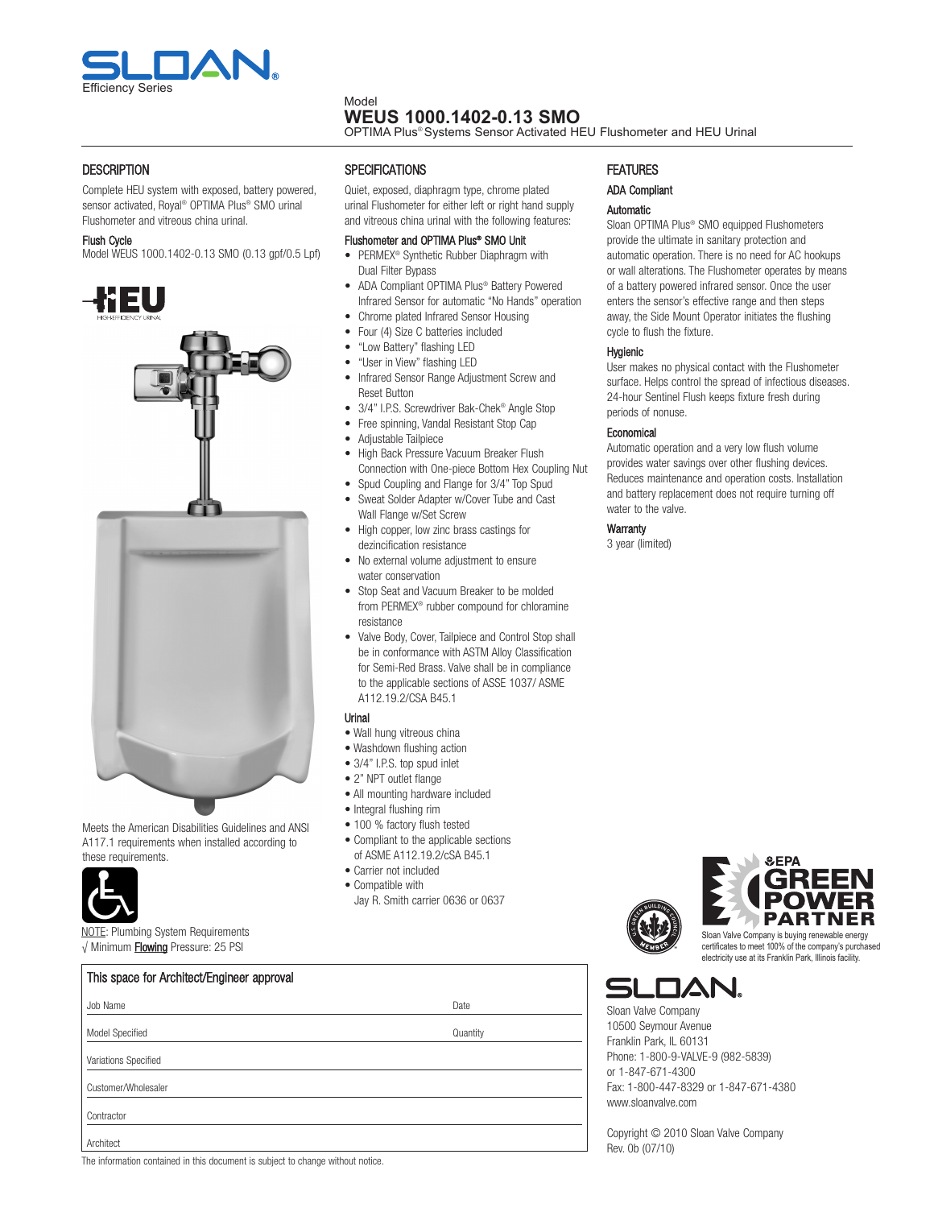SLOAN

Efficiency Series

Model

# WEUS 1000.1402-0.13 SMO

OPTIMA Plus® Systems Sensor Activated HEU Flushometer and HEU Urinal

## DESCRIPTION

Complete HEU system with exposed, battery powered, sensor activated, Royal® OPTIMA Plus® SMO urinal Flushometer and vitreous china urinal.

### Flush Cycle

Model WEUS 1000.1402-0.13 SMO (0.13 gpf/0.5 Lpf)

Meets the American Disabilities Guidelines and ANSI A117.1 requirements when installed according to these requirements.

NOTE: Plumbing System Requirements
√ Minimum **Flowing** Pressure: 25 PSI

## SPECIFICATIONS

Quiet, exposed, diaphragm type, chrome plated urinal Flushometer for either left or right hand supply and vitreous china urinal with the following features:

### Flushometer and OPTIMA Plus® SMO Unit

- PERMEX® Synthetic Rubber Diaphragm with Dual Filter Bypass
- ADA Compliant OPTIMA Plus® Battery Powered Infrared Sensor for automatic "No Hands" operation
- Chrome plated Infrared Sensor Housing
- Four (4) Size C batteries included
- "Low Battery" flashing LED
- "User in View" flashing LED
- Infrared Sensor Range Adjustment Screw and Reset Button
- 3/4" I.P.S. Screwdriver Bak-Chek® Angle Stop
- Free spinning, Vandal Resistant Stop Cap
- Adjustable Tailpiece
- High Back Pressure Vacuum Breaker Flush Connection with One-piece Bottom Hex Coupling Nut
- Spud Coupling and Flange for 3/4" Top Spud
- Sweat Solder Adapter w/Cover Tube and Cast Wall Flange w/Set Screw
- High copper, low zinc brass castings for dezincification resistance
- No external volume adjustment to ensure water conservation
- Stop Seat and Vacuum Breaker to be molded from PERMEX® rubber compound for chloramine resistance
- Valve Body, Cover, Tailpiece and Control Stop shall be in conformance with ASTM Alloy Classification for Semi-Red Brass. Valve shall be in compliance to the applicable sections of ASSE 1037/ ASME A112.19.2/CSA B45.1

### Urinal

- Wall hung vitreous china
- Washdown flushing action
- 3/4" I.P.S. top spud inlet
- 2" NPT outlet flange
- All mounting hardware included
- Integral flushing rim
- 100 % factory flush tested
- Compliant to the applicable sections of ASME A112.19.2/cSA B45.1
- Carrier not included
- Compatible with Jay R. Smith carrier 0636 or 0637

## FEATURES

### ADA Compliant

### Automatic

Sloan OPTIMA Plus® SMO equipped Flushometers provide the ultimate in sanitary protection and automatic operation. There is no need for AC hookups or wall alterations. The Flushometer operates by means of a battery powered infrared sensor. Once the user enters the sensor's effective range and then steps away, the Side Mount Operator initiates the flushing cycle to flush the fixture.

### Hygienic

User makes no physical contact with the Flushometer surface. Helps control the spread of infectious diseases. 24-hour Sentinel Flush keeps fixture fresh during periods of nonuse.

### Economical

Automatic operation and a very low flush volume provides water savings over other flushing devices. Reduces maintenance and operation costs. Installation and battery replacement does not require turning off water to the valve.

### Warranty

3 year (limited)

Sloan Valve Company is buying renewable energy certificates to meet 100% of the company's purchased electricity use at its Franklin Park, Illinois facility.

| This space for Architect/Engineer approval | |
|---|---|
| Job Name | Date |
| Model Specified | Quantity |
| Variations Specified | |
| Customer/Wholesaler | |
| Contractor | |
| Architect | |

The information contained in this document is subject to change without notice.

SLOAN

Sloan Valve Company
10500 Seymour Avenue
Franklin Park, IL 60131
Phone: 1-800-9-VALVE-9 (982-5839)
or 1-847-671-4300
Fax: 1-800-447-8329 or 1-847-671-4380
www.sloanvalve.com

Copyright © 2010 Sloan Valve Company
Rev. 0b (07/10)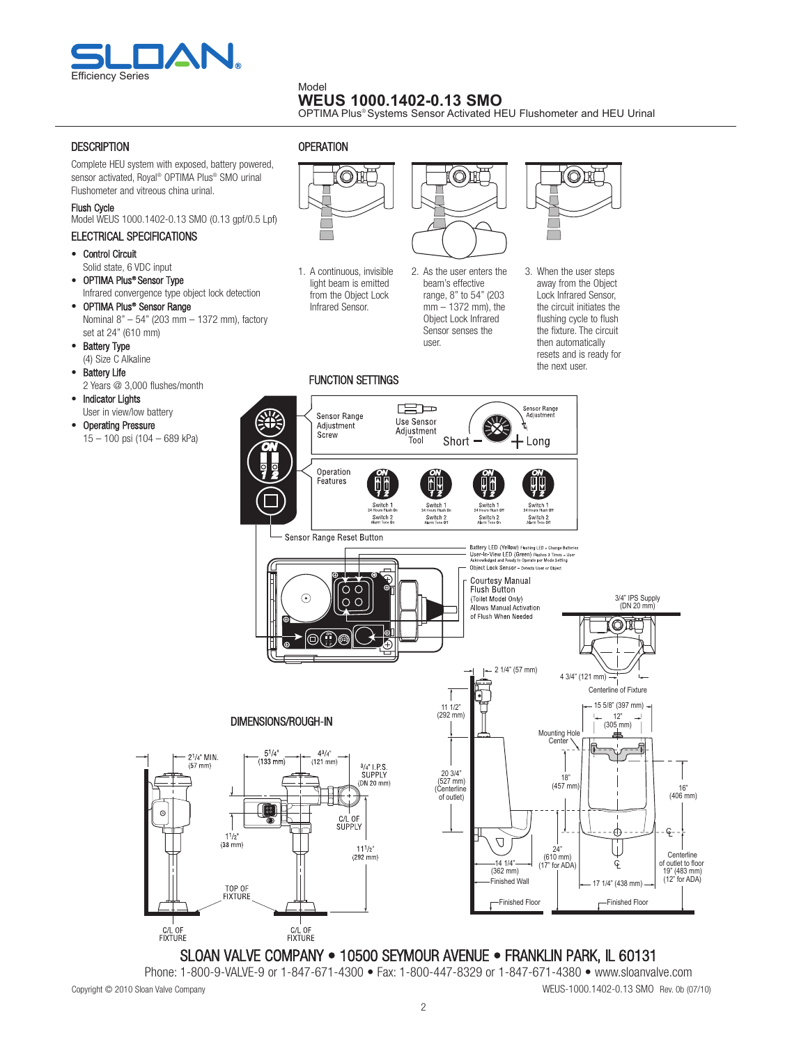SLOAN® Efficiency Series

Model
# WEUS 1000.1402-0.13 SMO
OPTIMA Plus® Systems Sensor Activated HEU Flushometer and HEU Urinal

## DESCRIPTION

Complete HEU system with exposed, battery powered, sensor activated, Royal® OPTIMA Plus® SMO urinal Flushometer and vitreous china urinal.

### Flush Cycle

Model WEUS 1000.1402-0.13 SMO (0.13 gpf/0.5 Lpf)

## ELECTRICAL SPECIFICATIONS

- **Control Circuit**
  Solid state, 6 VDC input
- **OPTIMA Plus® Sensor Type**
  Infrared convergence type object lock detection
- **OPTIMA Plus® Sensor Range**
  Nominal 8" – 54" (203 mm – 1372 mm), factory set at 24" (610 mm)
- **Battery Type**
  (4) Size C Alkaline
- **Battery Life**
  2 Years @ 3,000 flushes/month
- **Indicator Lights**
  User in view/low battery
- **Operating Pressure**
  15 – 100 psi (104 – 689 kPa)

## OPERATION

1. A continuous, invisible light beam is emitted from the Object Lock Infrared Sensor.
2. As the user enters the beam's effective range, 8" to 54" (203 mm – 1372 mm), the Object Lock Infrared Sensor senses the user.
3. When the user steps away from the Object Lock Infrared Sensor, the circuit initiates the flushing cycle to flush the fixture. The circuit then automatically resets and is ready for the next user.

## FUNCTION SETTINGS

Sensor Range Adjustment Screw

Use Sensor Adjustment Tool

Sensor Range Adjustment

Short – + Long

Operation Features

Switch 1 24 Hours Flush On / Switch 2 Alarm Tone On

Switch 1 24 Hours Flush On / Switch 2 Alarm Tone Off

Switch 1 24 Hours Flush Off / Switch 2 Alarm Tone On

Switch 1 24 Hours Flush Off / Switch 2 Alarm Tone Off

Sensor Range Reset Button

Battery LED (Yellow) Flashing LED = Change Batteries

User-In-View LED (Green) Flashes 3 Times = User Acknowledged and Ready to Operate per Mode Setting

Object Lock Sensor – Detects User or Object

Courtesy Manual Flush Button (Toilet Model Only) Allows Manual Activation of Flush When Needed

## DIMENSIONS/ROUGH-IN

2 1/4" MIN. (57 mm)

5 1/4" (133 mm)

4 3/4" (121 mm)

3/4" I.P.S. SUPPLY (DN 20 mm)

C/L OF SUPPLY

1 1/2" (38 mm)

11 1/2" (292 mm)

TOP OF FIXTURE

C/L OF FIXTURE

C/L OF FIXTURE

3/4" IPS Supply (DN 20 mm)

4 3/4" (121 mm)

Centerline of Fixture

2 1/4" (57 mm)

11 1/2" (292 mm)

15 5/8" (397 mm)

12" (305 mm)

Mounting Hole Center

20 3/4" (527 mm) (Centerline of outlet)

18" (457 mm)

16" (406 mm)

24" (610 mm) (17" for ADA)

14 1/4" (362 mm)

Finished Wall

Centerline of outlet to floor 19" (483 mm) (12" for ADA)

17 1/4" (438 mm)

Finished Floor

Finished Floor

**SLOAN VALVE COMPANY • 10500 SEYMOUR AVENUE • FRANKLIN PARK, IL 60131**

Phone: 1-800-9-VALVE-9 or 1-847-671-4300 • Fax: 1-800-447-8329 or 1-847-671-4380 • www.sloanvalve.com

Copyright © 2010 Sloan Valve Company

WEUS-1000.1402-0.13 SMO Rev. 0b (07/10)